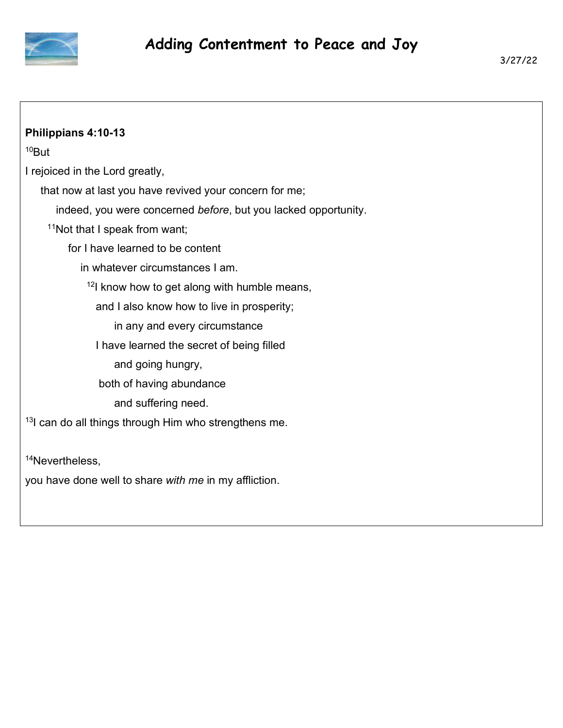# Adding Contentment to Peace and Joy

3/27/22

**Philippians 4:10-13**

[10]But

I rejoiced in the Lord greatly,

that now at last you have revived your concern for me;

indeed, you were concerned *before*, but you lacked opportunity.

[11]Not that I speak from want;

for I have learned to be content

in whatever circumstances I am.

[12]I know how to get along with humble means,

and I also know how to live in prosperity;

in any and every circumstance

I have learned the secret of being filled

and going hungry,

both of having abundance

and suffering need.

[13]I can do all things through Him who strengthens me.

[14]Nevertheless,

you have done well to share *with me* in my affliction.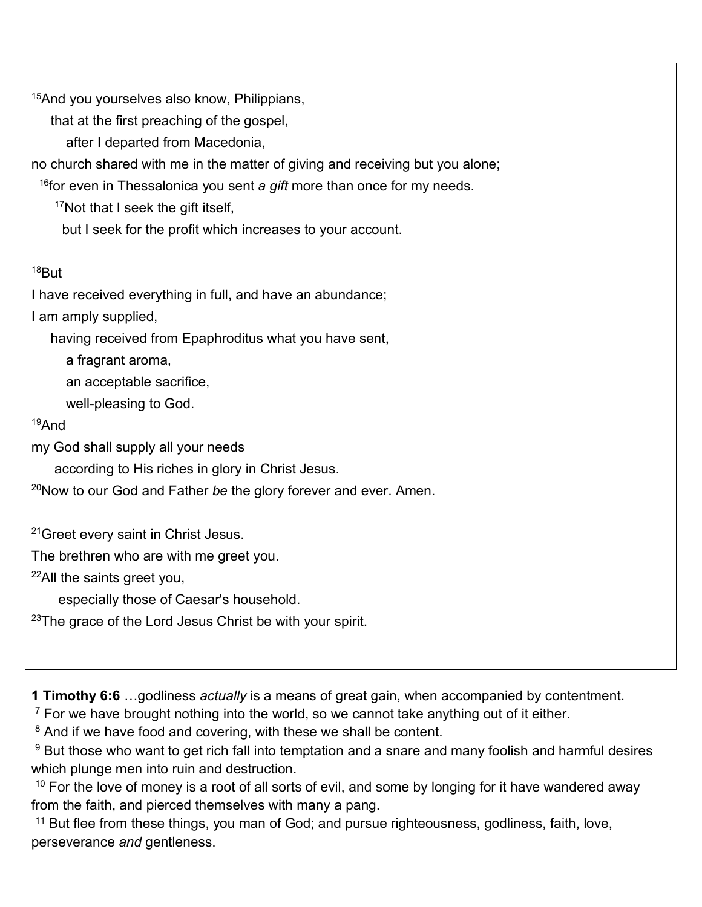[15]And you yourselves also know, Philippians,
  that at the first preaching of the gospel,
    after I departed from Macedonia,
no church shared with me in the matter of giving and receiving but you alone;
 [16]for even in Thessalonica you sent *a gift* more than once for my needs.
   [17]Not that I seek the gift itself,
   but I seek for the profit which increases to your account.

[18]But
I have received everything in full, and have an abundance;
I am amply supplied,
  having received from Epaphroditus what you have sent,
    a fragrant aroma,
    an acceptable sacrifice,
    well-pleasing to God.
[19]And
my God shall supply all your needs
  according to His riches in glory in Christ Jesus.
[20]Now to our God and Father *be* the glory forever and ever. Amen.

[21]Greet every saint in Christ Jesus.
The brethren who are with me greet you.
[22]All the saints greet you,
  especially those of Caesar's household.
[23]The grace of the Lord Jesus Christ be with your spirit.

**1 Timothy 6:6** …godliness *actually* is a means of great gain, when accompanied by contentment.
[7] For we have brought nothing into the world, so we cannot take anything out of it either.
[8] And if we have food and covering, with these we shall be content.
[9] But those who want to get rich fall into temptation and a snare and many foolish and harmful desires which plunge men into ruin and destruction.
[10] For the love of money is a root of all sorts of evil, and some by longing for it have wandered away from the faith, and pierced themselves with many a pang.
[11] But flee from these things, you man of God; and pursue righteousness, godliness, faith, love, perseverance *and* gentleness.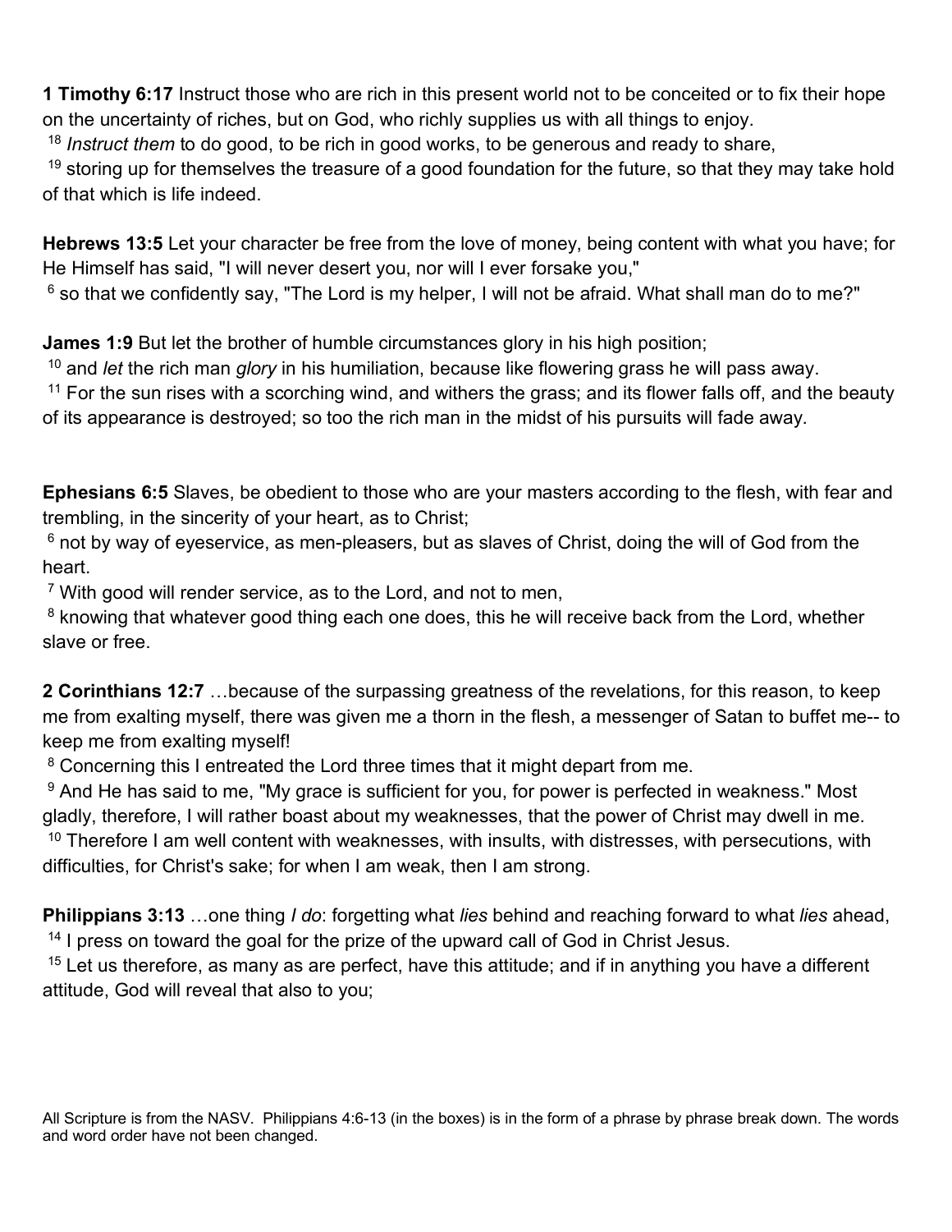**1 Timothy 6:17** Instruct those who are rich in this present world not to be conceited or to fix their hope on the uncertainty of riches, but on God, who richly supplies us with all things to enjoy.
[18] *Instruct them* to do good, to be rich in good works, to be generous and ready to share,
[19] storing up for themselves the treasure of a good foundation for the future, so that they may take hold of that which is life indeed.

**Hebrews 13:5** Let your character be free from the love of money, being content with what you have; for He Himself has said, "I will never desert you, nor will I ever forsake you,"
[6] so that we confidently say, "The Lord is my helper, I will not be afraid. What shall man do to me?"

**James 1:9** But let the brother of humble circumstances glory in his high position;
[10] and *let* the rich man *glory* in his humiliation, because like flowering grass he will pass away.
[11] For the sun rises with a scorching wind, and withers the grass; and its flower falls off, and the beauty of its appearance is destroyed; so too the rich man in the midst of his pursuits will fade away.

**Ephesians 6:5** Slaves, be obedient to those who are your masters according to the flesh, with fear and trembling, in the sincerity of your heart, as to Christ;
[6] not by way of eyeservice, as men-pleasers, but as slaves of Christ, doing the will of God from the heart.
[7] With good will render service, as to the Lord, and not to men,
[8] knowing that whatever good thing each one does, this he will receive back from the Lord, whether slave or free.

**2 Corinthians 12:7** …because of the surpassing greatness of the revelations, for this reason, to keep me from exalting myself, there was given me a thorn in the flesh, a messenger of Satan to buffet me-- to keep me from exalting myself!
[8] Concerning this I entreated the Lord three times that it might depart from me.
[9] And He has said to me, "My grace is sufficient for you, for power is perfected in weakness." Most gladly, therefore, I will rather boast about my weaknesses, that the power of Christ may dwell in me.
[10] Therefore I am well content with weaknesses, with insults, with distresses, with persecutions, with difficulties, for Christ's sake; for when I am weak, then I am strong.

**Philippians 3:13** …one thing *I do*: forgetting what *lies* behind and reaching forward to what *lies* ahead,
[14] I press on toward the goal for the prize of the upward call of God in Christ Jesus.
[15] Let us therefore, as many as are perfect, have this attitude; and if in anything you have a different attitude, God will reveal that also to you;

All Scripture is from the NASV. Philippians 4:6-13 (in the boxes) is in the form of a phrase by phrase break down. The words and word order have not been changed.